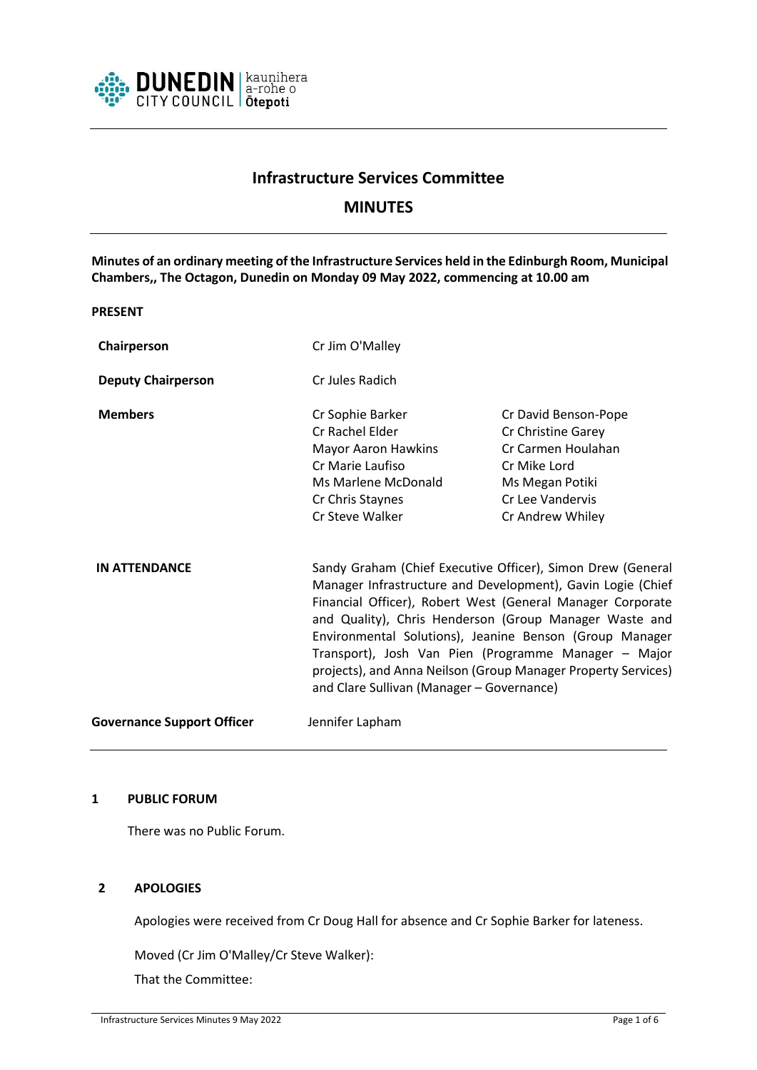# Infrastructure Services Committee

## MINUTES

**Minutes of an ordinary meeting of the Infrastructure Services held in the Edinburgh Room, Municipal Chambers,, The Octagon, Dunedin on Monday 09 May 2022, commencing at 10.00 am**

**PRESENT**

| | | |
|---|---|---|
| **Chairperson** | Cr Jim O'Malley | |
| **Deputy Chairperson** | Cr Jules Radich | |
| **Members** | Cr Sophie Barker | Cr David Benson-Pope |
| | Cr Rachel Elder | Cr Christine Garey |
| | Mayor Aaron Hawkins | Cr Carmen Houlahan |
| | Cr Marie Laufiso | Cr Mike Lord |
| | Ms Marlene McDonald | Ms Megan Potiki |
| | Cr Chris Staynes | Cr Lee Vandervis |
| | Cr Steve Walker | Cr Andrew Whiley |

**IN ATTENDANCE**

Sandy Graham (Chief Executive Officer), Simon Drew (General Manager Infrastructure and Development), Gavin Logie (Chief Financial Officer), Robert West (General Manager Corporate and Quality), Chris Henderson (Group Manager Waste and Environmental Solutions), Jeanine Benson (Group Manager Transport), Josh Van Pien (Programme Manager – Major projects), and Anna Neilson (Group Manager Property Services) and Clare Sullivan (Manager – Governance)

**Governance Support Officer**

Jennifer Lapham

### 1 PUBLIC FORUM

There was no Public Forum.

### 2 APOLOGIES

Apologies were received from Cr Doug Hall for absence and Cr Sophie Barker for lateness.

Moved (Cr Jim O'Malley/Cr Steve Walker):

That the Committee: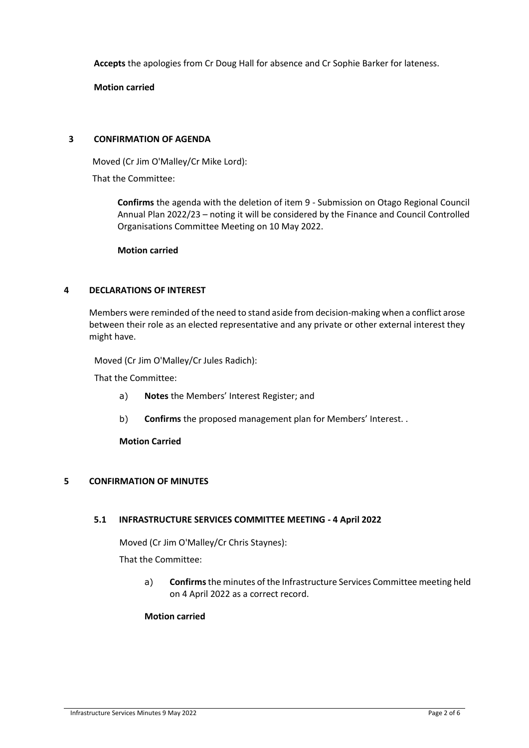**Accepts** the apologies from Cr Doug Hall for absence and Cr Sophie Barker for lateness.

**Motion carried**

## 3 CONFIRMATION OF AGENDA

Moved (Cr Jim O'Malley/Cr Mike Lord):

That the Committee:

**Confirms** the agenda with the deletion of item 9 - Submission on Otago Regional Council Annual Plan 2022/23 – noting it will be considered by the Finance and Council Controlled Organisations Committee Meeting on 10 May 2022.

**Motion carried**

## 4 DECLARATIONS OF INTEREST

Members were reminded of the need to stand aside from decision-making when a conflict arose between their role as an elected representative and any private or other external interest they might have.

Moved (Cr Jim O'Malley/Cr Jules Radich):

That the Committee:

a) **Notes** the Members' Interest Register; and

b) **Confirms** the proposed management plan for Members' Interest. .

**Motion Carried**

## 5 CONFIRMATION OF MINUTES

### 5.1 INFRASTRUCTURE SERVICES COMMITTEE MEETING - 4 April 2022

Moved (Cr Jim O'Malley/Cr Chris Staynes):

That the Committee:

a) **Confirms** the minutes of the Infrastructure Services Committee meeting held on 4 April 2022 as a correct record.

**Motion carried**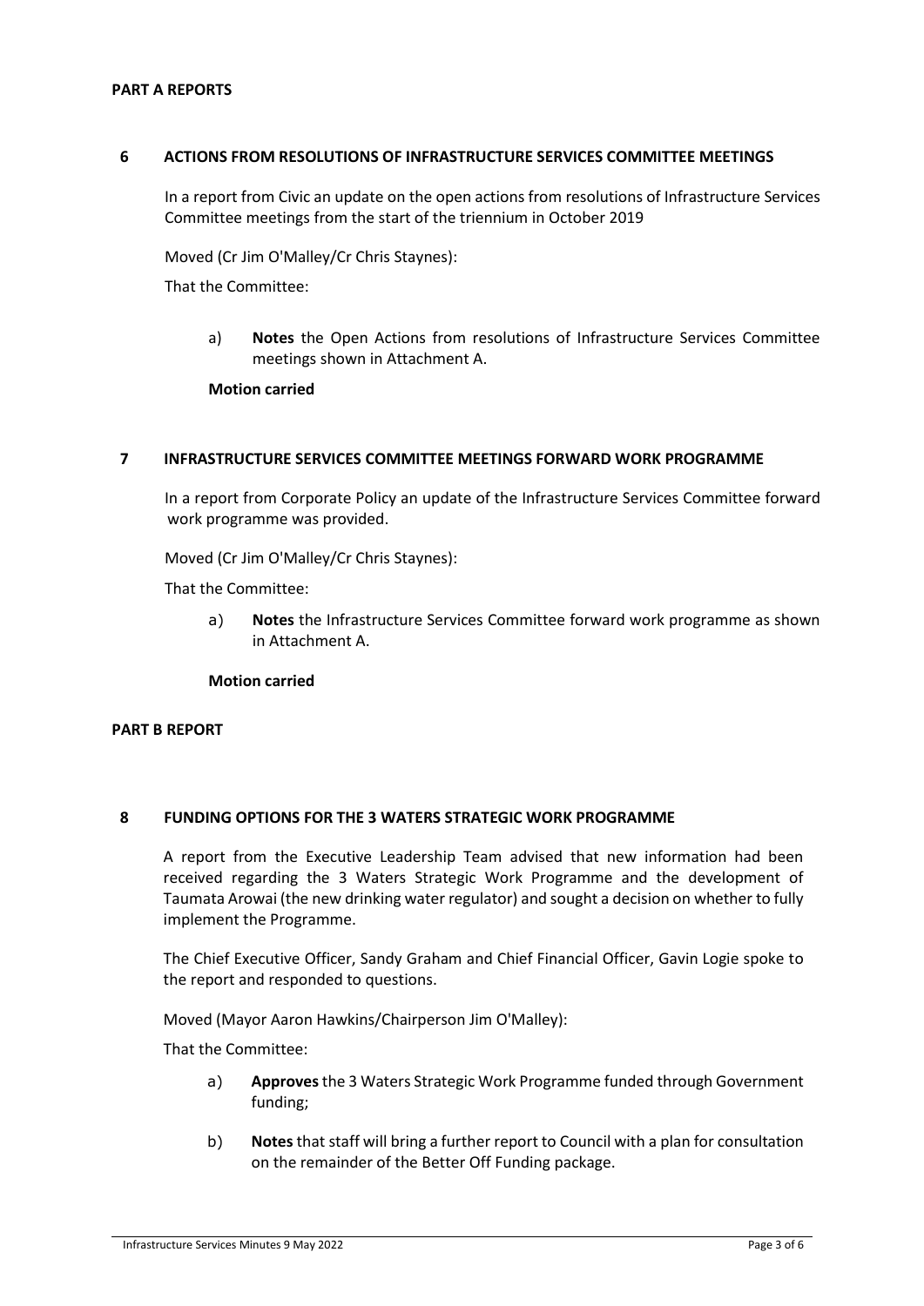## PART A REPORTS

### 6 ACTIONS FROM RESOLUTIONS OF INFRASTRUCTURE SERVICES COMMITTEE MEETINGS

In a report from Civic an update on the open actions from resolutions of Infrastructure Services Committee meetings from the start of the triennium in October 2019

Moved (Cr Jim O'Malley/Cr Chris Staynes):

That the Committee:

a) **Notes** the Open Actions from resolutions of Infrastructure Services Committee meetings shown in Attachment A.

**Motion carried**

### 7 INFRASTRUCTURE SERVICES COMMITTEE MEETINGS FORWARD WORK PROGRAMME

In a report from Corporate Policy an update of the Infrastructure Services Committee forward work programme was provided.

Moved (Cr Jim O'Malley/Cr Chris Staynes):

That the Committee:

a) **Notes** the Infrastructure Services Committee forward work programme as shown in Attachment A.

**Motion carried**

## PART B REPORT

### 8 FUNDING OPTIONS FOR THE 3 WATERS STRATEGIC WORK PROGRAMME

A report from the Executive Leadership Team advised that new information had been received regarding the 3 Waters Strategic Work Programme and the development of Taumata Arowai (the new drinking water regulator) and sought a decision on whether to fully implement the Programme.

The Chief Executive Officer, Sandy Graham and Chief Financial Officer, Gavin Logie spoke to the report and responded to questions.

Moved (Mayor Aaron Hawkins/Chairperson Jim O'Malley):

That the Committee:

a) **Approves** the 3 Waters Strategic Work Programme funded through Government funding;

b) **Notes** that staff will bring a further report to Council with a plan for consultation on the remainder of the Better Off Funding package.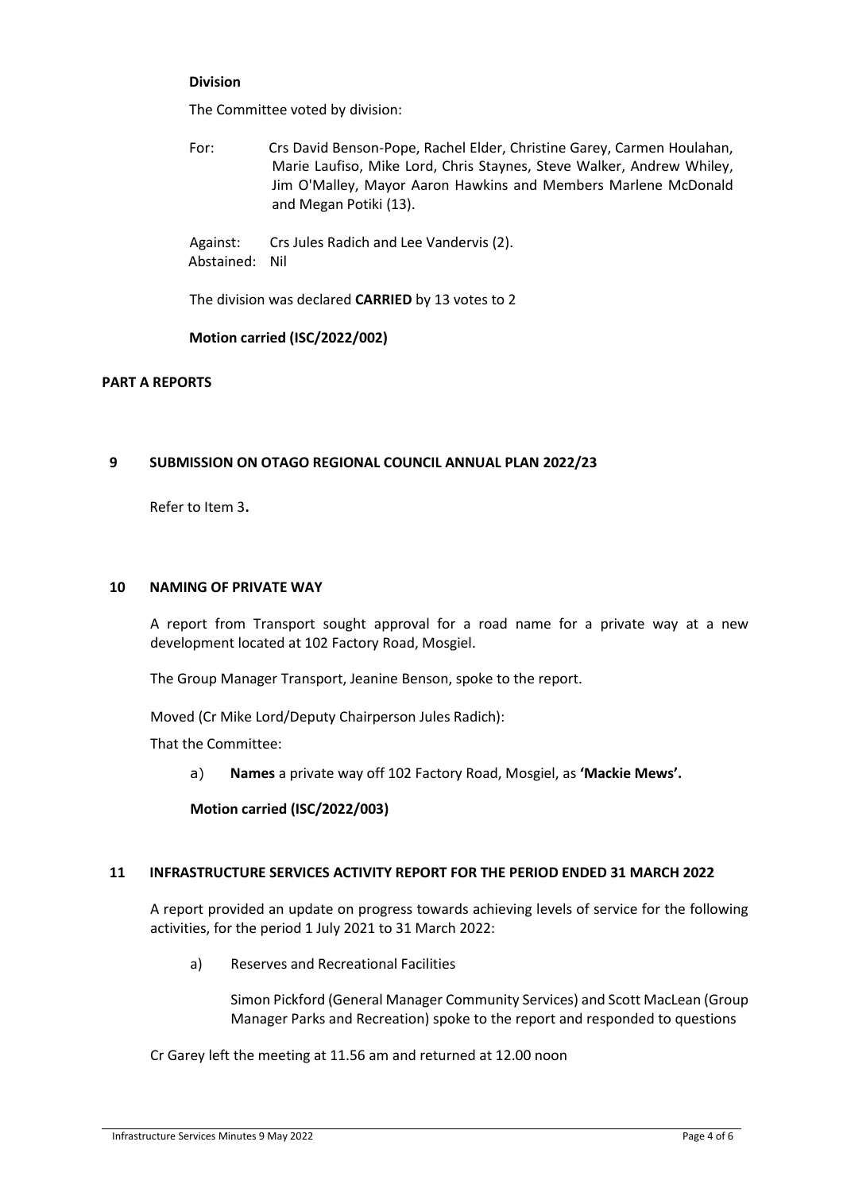**Division**

The Committee voted by division:

For: Crs David Benson-Pope, Rachel Elder, Christine Garey, Carmen Houlahan, Marie Laufiso, Mike Lord, Chris Staynes, Steve Walker, Andrew Whiley, Jim O'Malley, Mayor Aaron Hawkins and Members Marlene McDonald and Megan Potiki (13).

Against: Crs Jules Radich and Lee Vandervis (2).
Abstained: Nil

The division was declared **CARRIED** by 13 votes to 2

**Motion carried (ISC/2022/002)**

## PART A REPORTS

### 9 SUBMISSION ON OTAGO REGIONAL COUNCIL ANNUAL PLAN 2022/23

Refer to Item 3**.**

### 10 NAMING OF PRIVATE WAY

A report from Transport sought approval for a road name for a private way at a new development located at 102 Factory Road, Mosgiel.

The Group Manager Transport, Jeanine Benson, spoke to the report.

Moved (Cr Mike Lord/Deputy Chairperson Jules Radich):

That the Committee:

a) **Names** a private way off 102 Factory Road, Mosgiel, as **'Mackie Mews'.**

**Motion carried (ISC/2022/003)**

### 11 INFRASTRUCTURE SERVICES ACTIVITY REPORT FOR THE PERIOD ENDED 31 MARCH 2022

A report provided an update on progress towards achieving levels of service for the following activities, for the period 1 July 2021 to 31 March 2022:

a) Reserves and Recreational Facilities

Simon Pickford (General Manager Community Services) and Scott MacLean (Group Manager Parks and Recreation) spoke to the report and responded to questions

Cr Garey left the meeting at 11.56 am and returned at 12.00 noon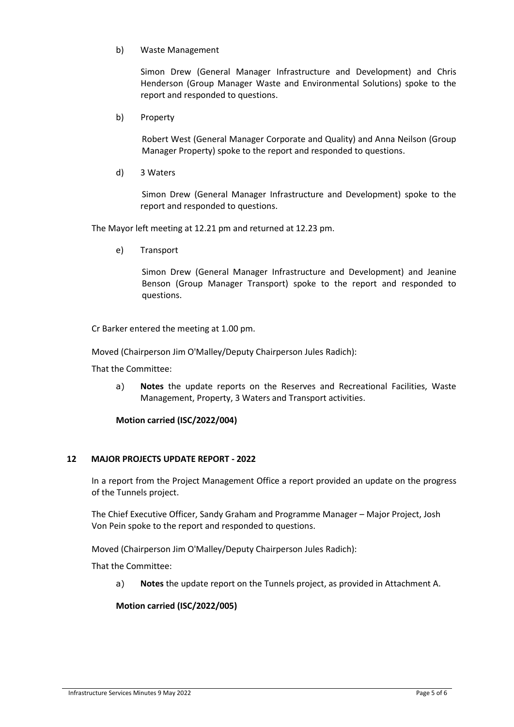b) Waste Management

Simon Drew (General Manager Infrastructure and Development) and Chris Henderson (Group Manager Waste and Environmental Solutions) spoke to the report and responded to questions.

b) Property

Robert West (General Manager Corporate and Quality) and Anna Neilson (Group Manager Property) spoke to the report and responded to questions.

d) 3 Waters

Simon Drew (General Manager Infrastructure and Development) spoke to the report and responded to questions.

The Mayor left meeting at 12.21 pm and returned at 12.23 pm.

e) Transport

Simon Drew (General Manager Infrastructure and Development) and Jeanine Benson (Group Manager Transport) spoke to the report and responded to questions.

Cr Barker entered the meeting at 1.00 pm.

Moved (Chairperson Jim O'Malley/Deputy Chairperson Jules Radich):

That the Committee:

a) **Notes** the update reports on the Reserves and Recreational Facilities, Waste Management, Property, 3 Waters and Transport activities.

**Motion carried (ISC/2022/004)**

## 12 MAJOR PROJECTS UPDATE REPORT - 2022

In a report from the Project Management Office a report provided an update on the progress of the Tunnels project.

The Chief Executive Officer, Sandy Graham and Programme Manager – Major Project, Josh Von Pein spoke to the report and responded to questions.

Moved (Chairperson Jim O'Malley/Deputy Chairperson Jules Radich):

That the Committee:

a) **Notes** the update report on the Tunnels project, as provided in Attachment A.

**Motion carried (ISC/2022/005)**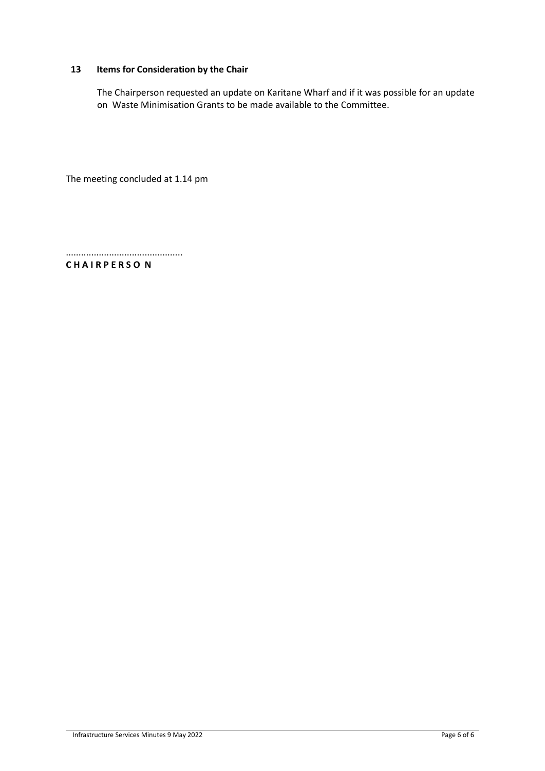## 13 Items for Consideration by the Chair

The Chairperson requested an update on Karitane Wharf and if it was possible for an update on Waste Minimisation Grants to be made available to the Committee.

The meeting concluded at 1.14 pm

.............................................
**C H A I R P E R S O N**